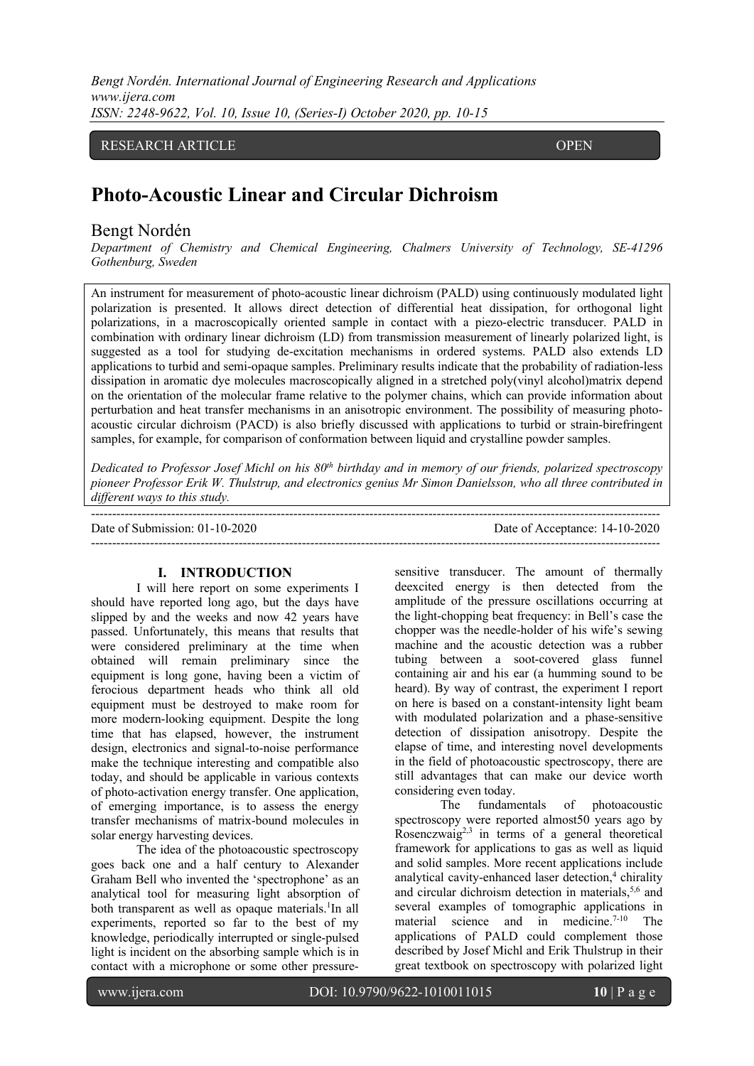RESEARCH ARTICLE OPEN

# Photo-Acoustic Linear and Circular Dichroism

Bengt Nordén

*Department of Chemistry and Chemical Engineering, Chalmers University of Technology, SE-41296 Gothenburg, Sweden*

An instrument for measurement of photo-acoustic linear dichroism (PALD) using continuously modulated light polarization is presented. It allows direct detection of differential heat dissipation, for orthogonal light polarizations, in a macroscopically oriented sample in contact with a piezo-electric transducer. PALD in combination with ordinary linear dichroism (LD) from transmission measurement of linearly polarized light, is suggested as a tool for studying de-excitation mechanisms in ordered systems. PALD also extends LD applications to turbid and semi-opaque samples. Preliminary results indicate that the probability of radiation-less dissipation in aromatic dye molecules macroscopically aligned in a stretched poly(vinyl alcohol)matrix depend on the orientation of the molecular frame relative to the polymer chains, which can provide information about perturbation and heat transfer mechanisms in an anisotropic environment. The possibility of measuring photo-acoustic circular dichroism (PACD) is also briefly discussed with applications to turbid or strain-birefringent samples, for example, for comparison of conformation between liquid and crystalline powder samples.

*Dedicated to Professor Josef Michl on his 80th birthday and in memory of our friends, polarized spectroscopy pioneer Professor Erik W. Thulstrup, and electronics genius Mr Simon Danielsson, who all three contributed in different ways to this study.*

---

Date of Submission: 01-10-2020 Date of Acceptance: 14-10-2020

---

## I. INTRODUCTION

I will here report on some experiments I should have reported long ago, but the days have slipped by and the weeks and now 42 years have passed. Unfortunately, this means that results that were considered preliminary at the time when obtained will remain preliminary since the equipment is long gone, having been a victim of ferocious department heads who think all old equipment must be destroyed to make room for more modern-looking equipment. Despite the long time that has elapsed, however, the instrument design, electronics and signal-to-noise performance make the technique interesting and compatible also today, and should be applicable in various contexts of photo-activation energy transfer. One application, of emerging importance, is to assess the energy transfer mechanisms of matrix-bound molecules in solar energy harvesting devices.

The idea of the photoacoustic spectroscopy goes back one and a half century to Alexander Graham Bell who invented the 'spectrophone' as an analytical tool for measuring light absorption of both transparent as well as opaque materials.[1] In all experiments, reported so far to the best of my knowledge, periodically interrupted or single-pulsed light is incident on the absorbing sample which is in contact with a microphone or some other pressure-sensitive transducer. The amount of thermally deexcited energy is then detected from the amplitude of the pressure oscillations occurring at the light-chopping beat frequency: in Bell's case the chopper was the needle-holder of his wife's sewing machine and the acoustic detection was a rubber tubing between a soot-covered glass funnel containing air and his ear (a humming sound to be heard). By way of contrast, the experiment I report on here is based on a constant-intensity light beam with modulated polarization and a phase-sensitive detection of dissipation anisotropy. Despite the elapse of time, and interesting novel developments in the field of photoacoustic spectroscopy, there are still advantages that can make our device worth considering even today.

The fundamentals of photoacoustic spectroscopy were reported almost50 years ago by Rosenczwaig[2,3] in terms of a general theoretical framework for applications to gas as well as liquid and solid samples. More recent applications include analytical cavity-enhanced laser detection,[4] chirality and circular dichroism detection in materials,[5,6] and several examples of tomographic applications in material science and in medicine.[7-10] The applications of PALD could complement those described by Josef Michl and Erik Thulstrup in their great textbook on spectroscopy with polarized light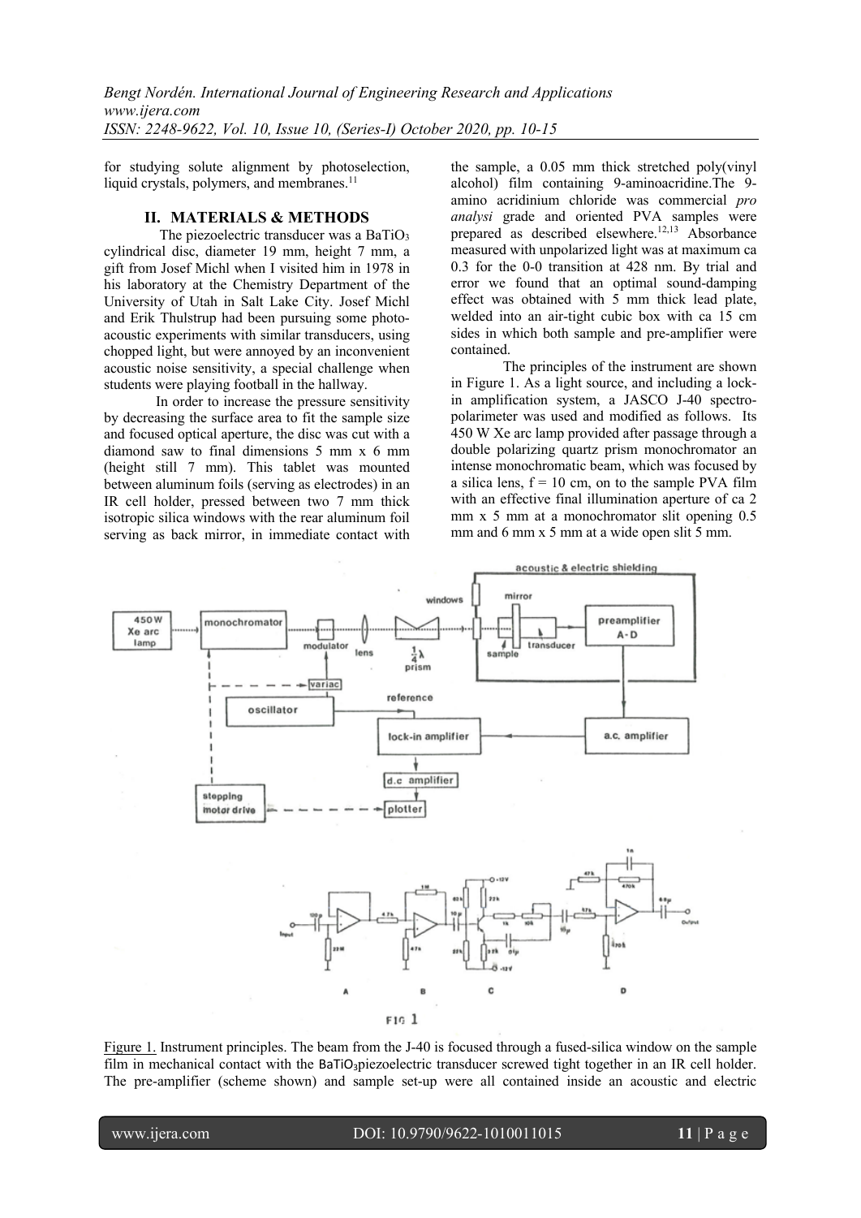for studying solute alignment by photoselection, liquid crystals, polymers, and membranes.[11]

## II. MATERIALS & METHODS

The piezoelectric transducer was a $BaTiO_3$ cylindrical disc, diameter 19 mm, height 7 mm, a gift from Josef Michl when I visited him in 1978 in his laboratory at the Chemistry Department of the University of Utah in Salt Lake City. Josef Michl and Erik Thulstrup had been pursuing some photo-acoustic experiments with similar transducers, using chopped light, but were annoyed by an inconvenient acoustic noise sensitivity, a special challenge when students were playing football in the hallway.

In order to increase the pressure sensitivity by decreasing the surface area to fit the sample size and focused optical aperture, the disc was cut with a diamond saw to final dimensions 5 mm x 6 mm (height still 7 mm). This tablet was mounted between aluminum foils (serving as electrodes) in an IR cell holder, pressed between two 7 mm thick isotropic silica windows with the rear aluminum foil serving as back mirror, in immediate contact with the sample, a 0.05 mm thick stretched poly(vinyl alcohol) film containing 9-aminoacridine.The 9-amino acridinium chloride was commercial *pro analysi* grade and oriented PVA samples were prepared as described elsewhere.[12,13] Absorbance measured with unpolarized light was at maximum ca 0.3 for the 0-0 transition at 428 nm. By trial and error we found that an optimal sound-damping effect was obtained with 5 mm thick lead plate, welded into an air-tight cubic box with ca 15 cm sides in which both sample and pre-amplifier were contained.

The principles of the instrument are shown in Figure 1. As a light source, and including a lock-in amplification system, a JASCO J-40 spectro-polarimeter was used and modified as follows. Its 450 W Xe arc lamp provided after passage through a double polarizing quartz prism monochromator an intense monochromatic beam, which was focused by a silica lens, f = 10 cm, on to the sample PVA film with an effective final illumination aperture of ca 2 mm x 5 mm at a monochromator slit opening 0.5 mm and 6 mm x 5 mm at a wide open slit 5 mm.

Figure 1. Instrument principles. The beam from the J-40 is focused through a fused-silica window on the sample film in mechanical contact with the $BaTiO_3$piezoelectric transducer screwed tight together in an IR cell holder. The pre-amplifier (scheme shown) and sample set-up were all contained inside an acoustic and electric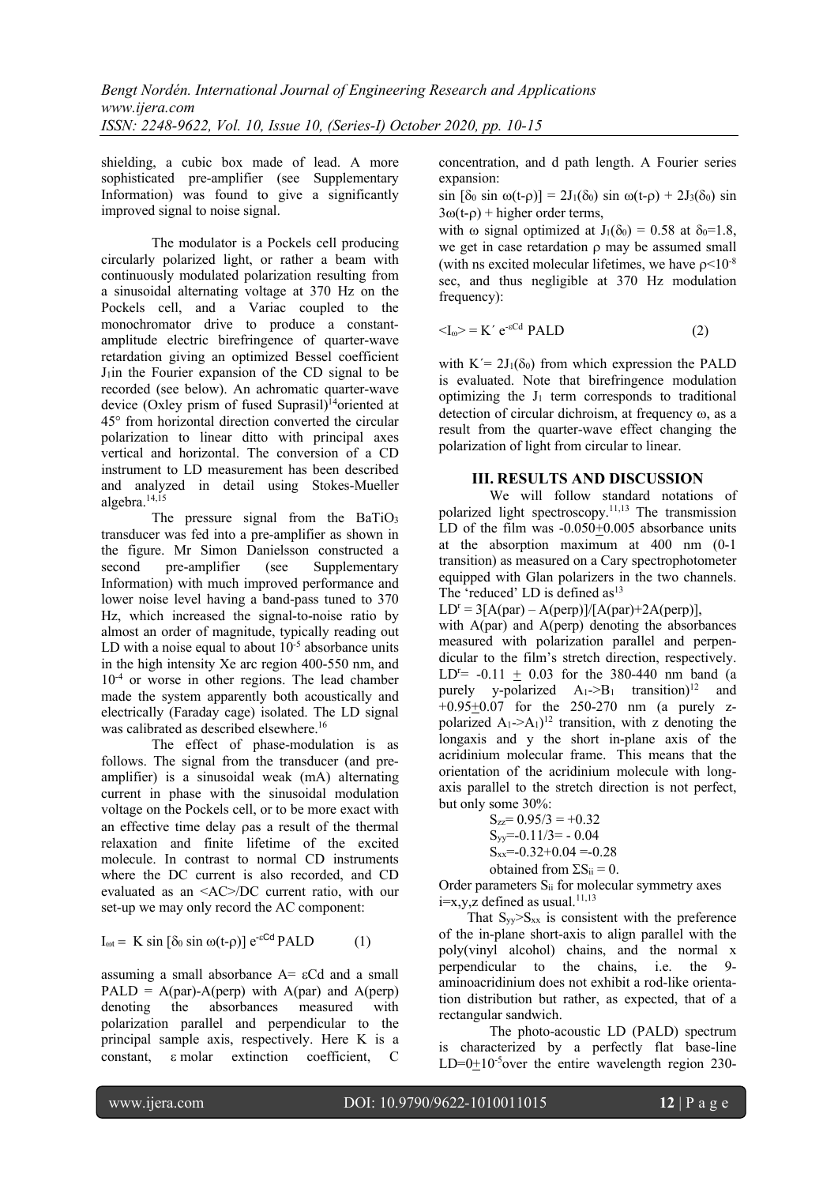shielding, a cubic box made of lead. A more sophisticated pre-amplifier (see Supplementary Information) was found to give a significantly improved signal to noise signal.

The modulator is a Pockels cell producing circularly polarized light, or rather a beam with continuously modulated polarization resulting from a sinusoidal alternating voltage at 370 Hz on the Pockels cell, and a Variac coupled to the monochromator drive to produce a constant-amplitude electric birefringence of quarter-wave retardation giving an optimized Bessel coefficient $J_1$ in the Fourier expansion of the CD signal to be recorded (see below). An achromatic quarter-wave device (Oxley prism of fused Suprasil)[14] oriented at 45° from horizontal direction converted the circular polarization to linear ditto with principal axes vertical and horizontal. The conversion of a CD instrument to LD measurement has been described and analyzed in detail using Stokes-Mueller algebra.[14,15]

The pressure signal from the $BaTiO_3$ transducer was fed into a pre-amplifier as shown in the figure. Mr Simon Danielsson constructed a second pre-amplifier (see Supplementary Information) with much improved performance and lower noise level having a band-pass tuned to 370 Hz, which increased the signal-to-noise ratio by almost an order of magnitude, typically reading out LD with a noise equal to about $10^{-5}$ absorbance units in the high intensity Xe arc region 400-550 nm, and $10^{-4}$ or worse in other regions. The lead chamber made the system apparently both acoustically and electrically (Faraday cage) isolated. The LD signal was calibrated as described elsewhere.[16]

The effect of phase-modulation is as follows. The signal from the transducer (and pre-amplifier) is a sinusoidal weak (mA) alternating current in phase with the sinusoidal modulation voltage on the Pockels cell, or to be more exact with an effective time delay ρ as a result of the thermal relaxation and finite lifetime of the excited molecule. In contrast to normal CD instruments where the DC current is also recorded, and CD evaluated as an <AC>/DC current ratio, with our set-up we may only record the AC component:

$$I_{\omega t} = K \sin [\delta_0 \sin \omega(t-\rho)]\, e^{-\varepsilon Cd}\, \mathrm{PALD} \qquad (1)$$

assuming a small absorbance $A = \varepsilon Cd$ and a small PALD = A(par)-A(perp) with A(par) and A(perp) denoting the absorbances measured with polarization parallel and perpendicular to the principal sample axis, respectively. Here K is a constant, ε molar extinction coefficient, C concentration, and d path length. A Fourier series expansion:

$\sin [\delta_0 \sin \omega(t-\rho)] = 2J_1(\delta_0) \sin \omega(t-\rho) + 2J_3(\delta_0) \sin 3\omega(t-\rho)$ + higher order terms,

with ω signal optimized at $J_1(\delta_0) = 0.58$ at $\delta_0=1.8$, we get in case retardation ρ may be assumed small (with ns excited molecular lifetimes, we have $\rho<10^{-8}$ sec, and thus negligible at 370 Hz modulation frequency):

$$\langle I_\omega \rangle = K'\, e^{-\varepsilon Cd}\, \mathrm{PALD} \qquad (2)$$

with $K' = 2J_1(\delta_0)$ from which expression the PALD is evaluated. Note that birefringence modulation optimizing the $J_1$ term corresponds to traditional detection of circular dichroism, at frequency ω, as a result from the quarter-wave effect changing the polarization of light from circular to linear.

## III. RESULTS AND DISCUSSION

We will follow standard notations of polarized light spectroscopy.[11,13] The transmission LD of the film was -0.050±0.005 absorbance units at the absorption maximum at 400 nm (0-1 transition) as measured on a Cary spectrophotometer equipped with Glan polarizers in the two channels. The 'reduced' LD is defined as[13]

$LD^r = 3[A(par) – A(perp)]/[A(par)+2A(perp)]$,

with A(par) and A(perp) denoting the absorbances measured with polarization parallel and perpendicular to the film's stretch direction, respectively. $LD^r$= -0.11 ± 0.03 for the 380-440 nm band (a purely y-polarized $A_1 \rightarrow B_1$ transition)[12] and +0.95±0.07 for the 250-270 nm (a purely z-polarized $A_1 \rightarrow A_1$)[12] transition, with z denoting the longaxis and y the short in-plane axis of the acridinium molecular frame. This means that the orientation of the acridinium molecule with long-axis parallel to the stretch direction is not perfect, but only some 30%:

$S_{zz}= 0.95/3 = +0.32$
$S_{yy}=-0.11/3= - 0.04$
$S_{xx}=-0.32+0.04 =-0.28$
obtained from $\Sigma S_{ii} = 0$.

Order parameters $S_{ii}$ for molecular symmetry axes i=x,y,z defined as usual.[11,13]

That $S_{yy}>S_{xx}$ is consistent with the preference of the in-plane short-axis to align parallel with the poly(vinyl alcohol) chains, and the normal x perpendicular to the chains, i.e. the 9-aminoacridinium does not exhibit a rod-like orientation distribution but rather, as expected, that of a rectangular sandwich.

The photo-acoustic LD (PALD) spectrum is characterized by a perfectly flat base-line LD=0±$10^{-5}$ over the entire wavelength region 230-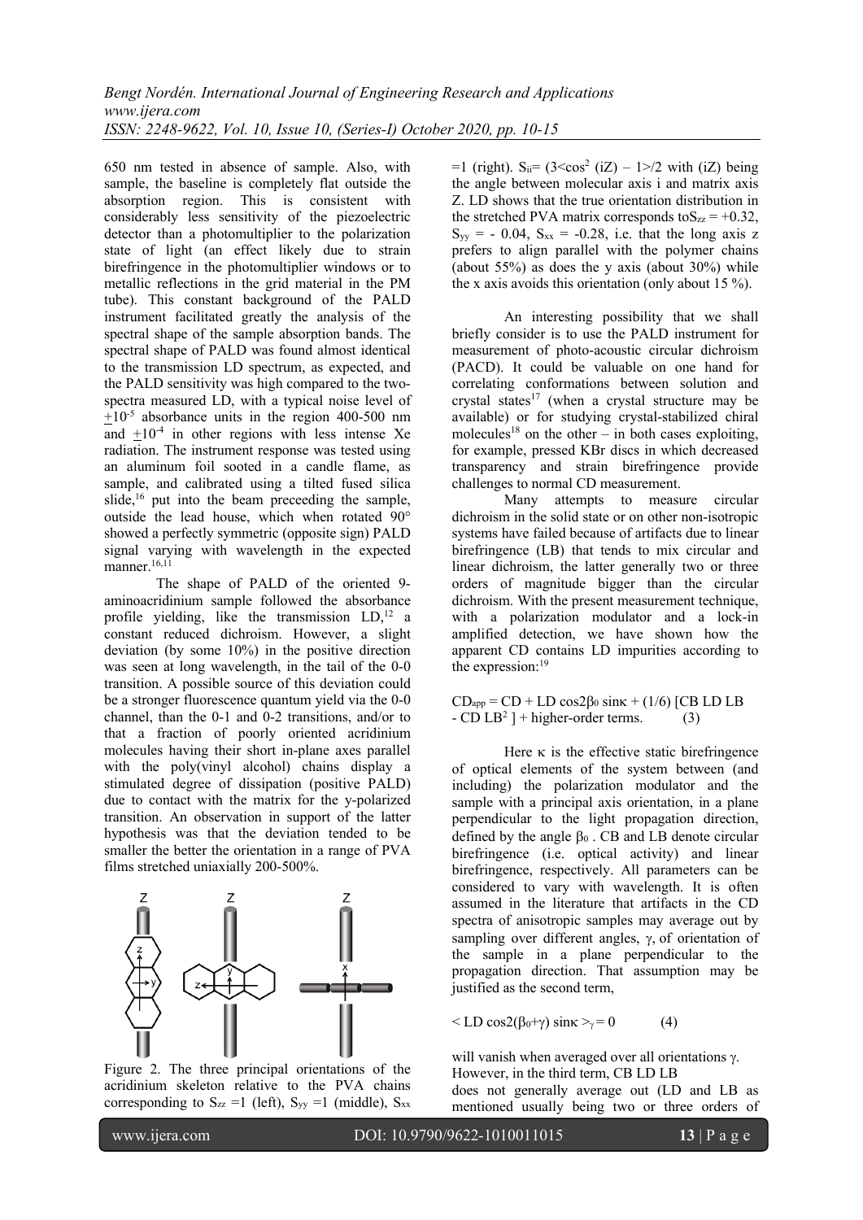650 nm tested in absence of sample. Also, with sample, the baseline is completely flat outside the absorption region. This is consistent with considerably less sensitivity of the piezoelectric detector than a photomultiplier to the polarization state of light (an effect likely due to strain birefringence in the photomultiplier windows or to metallic reflections in the grid material in the PM tube). This constant background of the PALD instrument facilitated greatly the analysis of the spectral shape of the sample absorption bands. The spectral shape of PALD was found almost identical to the transmission LD spectrum, as expected, and the PALD sensitivity was high compared to the two-spectra measured LD, with a typical noise level of $\pm 10^{-5}$ absorbance units in the region 400-500 nm and $\pm 10^{-4}$ in other regions with less intense Xe radiation. The instrument response was tested using an aluminum foil sooted in a candle flame, as sample, and calibrated using a tilted fused silica slide,[16] put into the beam preceeding the sample, outside the lead house, which when rotated 90° showed a perfectly symmetric (opposite sign) PALD signal varying with wavelength in the expected manner.[16,11]

The shape of PALD of the oriented 9-aminoacridinium sample followed the absorbance profile yielding, like the transmission LD,[12] a constant reduced dichroism. However, a slight deviation (by some 10%) in the positive direction was seen at long wavelength, in the tail of the 0-0 transition. A possible source of this deviation could be a stronger fluorescence quantum yield via the 0-0 channel, than the 0-1 and 0-2 transitions, and/or to that a fraction of poorly oriented acridinium molecules having their short in-plane axes parallel with the poly(vinyl alcohol) chains display a stimulated degree of dissipation (positive PALD) due to contact with the matrix for the y-polarized transition. An observation in support of the latter hypothesis was that the deviation tended to be smaller the better the orientation in a range of PVA films stretched uniaxially 200-500%.

Figure 2. The three principal orientations of the acridinium skeleton relative to the PVA chains corresponding to $S_{zz} = 1$ (left), $S_{yy} = 1$ (middle), $S_{xx} = 1$ (right). $S_{ii} = (3\langle\cos^2(iZ)\rangle - 1)/2$ with (iZ) being the angle between molecular axis i and matrix axis Z. LD shows that the true orientation distribution in the stretched PVA matrix corresponds to $S_{zz} = +0.32$, $S_{yy} = -0.04$, $S_{xx} = -0.28$, i.e. that the long axis z prefers to align parallel with the polymer chains (about 55%) as does the y axis (about 30%) while the x axis avoids this orientation (only about 15 %).

An interesting possibility that we shall briefly consider is to use the PALD instrument for measurement of photo-acoustic circular dichroism (PACD). It could be valuable on one hand for correlating conformations between solution and crystal states[17] (when a crystal structure may be available) or for studying crystal-stabilized chiral molecules[18] on the other – in both cases exploiting, for example, pressed KBr discs in which decreased transparency and strain birefringence provide challenges to normal CD measurement.

Many attempts to measure circular dichroism in the solid state or on other non-isotropic systems have failed because of artifacts due to linear birefringence (LB) that tends to mix circular and linear dichroism, the latter generally two or three orders of magnitude bigger than the circular dichroism. With the present measurement technique, with a polarization modulator and a lock-in amplified detection, we have shown how the apparent CD contains LD impurities according to the expression:[19]

$$CD_{app} = CD + LD\cos 2\beta_0 \sin\kappa + (1/6)\,[CB\ LD\ LB - CD\ LB^2\,] + \text{higher-order terms.} \qquad (3)$$

Here $\kappa$ is the effective static birefringence of optical elements of the system between (and including) the polarization modulator and the sample with a principal axis orientation, in a plane perpendicular to the light propagation direction, defined by the angle $\beta_0$. CB and LB denote circular birefringence (i.e. optical activity) and linear birefringence, respectively. All parameters can be considered to vary with wavelength. It is often assumed in the literature that artifacts in the CD spectra of anisotropic samples may average out by sampling over different angles, $\gamma$, of orientation of the sample in a plane perpendicular to the propagation direction. That assumption may be justified as the second term,

$$\langle LD\cos 2(\beta_0+\gamma)\sin\kappa \rangle_\gamma = 0 \qquad (4)$$

will vanish when averaged over all orientations $\gamma$. However, in the third term, CB LD LB does not generally average out (LD and LB as mentioned usually being two or three orders of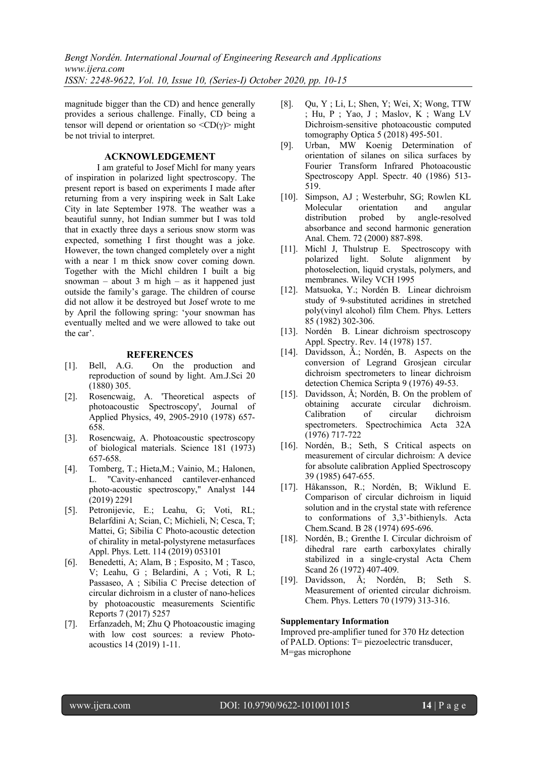magnitude bigger than the CD) and hence generally provides a serious challenge. Finally, CD being a tensor will depend or orientation so <CD(γ)> might be not trivial to interpret.

## ACKNOWLEDGEMENT

I am grateful to Josef Michl for many years of inspiration in polarized light spectroscopy. The present report is based on experiments I made after returning from a very inspiring week in Salt Lake City in late September 1978. The weather was a beautiful sunny, hot Indian summer but I was told that in exactly three days a serious snow storm was expected, something I first thought was a joke. However, the town changed completely over a night with a near 1 m thick snow cover coming down. Together with the Michl children I built a big snowman – about 3 m high – as it happened just outside the family's garage. The children of course did not allow it be destroyed but Josef wrote to me by April the following spring: 'your snowman has eventually melted and we were allowed to take out the car'.

## REFERENCES

[1]. Bell, A.G. On the production and reproduction of sound by light. Am.J.Sci 20 (1880) 305.

[2]. Rosencwaig, A. 'Theoretical aspects of photoacoustic Spectroscopy', Journal of Applied Physics, 49, 2905-2910 (1978) 657-658.

[3]. Rosencwaig, A. Photoacoustic spectroscopy of biological materials. Science 181 (1973) 657-658.

[4]. Tomberg, T.; Hieta,M.; Vainio, M.; Halonen, L. "Cavity-enhanced cantilever-enhanced photo-acoustic spectroscopy," Analyst 144 (2019) 2291

[5]. Petronijevic, E.; Leahu, G; Voti, RL; Belarfdini A; Scian, C; Michieli, N; Cesca, T; Mattei, G; Sibilia C Photo-acoustic detection of chirality in metal-polystyrene metasurfaces Appl. Phys. Lett. 114 (2019) 053101

[6]. Benedetti, A; Alam, B ; Esposito, M ; Tasco, V; Leahu, G ; Belardini, A ; Voti, R L; Passaseo, A ; Sibilia C Precise detection of circular dichroism in a cluster of nano-helices by photoacoustic measurements Scientific Reports 7 (2017) 5257

[7]. Erfanzadeh, M; Zhu Q Photoacoustic imaging with low cost sources: a review Photo-acoustics 14 (2019) 1-11.

[8]. Qu, Y ; Li, L; Shen, Y; Wei, X; Wong, TTW ; Hu, P ; Yao, J ; Maslov, K ; Wang LV Dichroism-sensitive photoacoustic computed tomography Optica 5 (2018) 495-501.

[9]. Urban, MW Koenig Determination of orientation of silanes on silica surfaces by Fourier Transform Infrared Photoacoustic Spectroscopy Appl. Spectr. 40 (1986) 513-519.

[10]. Simpson, AJ ; Westerbuhr, SG; Rowlen KL Molecular orientation and angular distribution probed by angle-resolved absorbance and second harmonic generation Anal. Chem. 72 (2000) 887-898.

[11]. Michl J, Thulstrup E. Spectroscopy with polarized light. Solute alignment by photoselection, liquid crystals, polymers, and membranes. Wiley VCH 1995

[12]. Matsuoka, Y.; Nordén B. Linear dichroism study of 9-substituted acridines in stretched poly(vinyl alcohol) film Chem. Phys. Letters 85 (1982) 302-306.

[13]. Nordén B. Linear dichroism spectroscopy Appl. Spectry. Rev. 14 (1978) 157.

[14]. Davidsson, Å.; Nordén, B. Aspects on the conversion of Legrand Grosjean circular dichroism spectrometers to linear dichroism detection Chemica Scripta 9 (1976) 49-53.

[15]. Davidsson, Å; Nordén, B. On the problem of obtaining accurate circular dichroism. Calibration of circular dichroism spectrometers. Spectrochimica Acta 32A (1976) 717-722

[16]. Nordén, B.; Seth, S Critical aspects on measurement of circular dichroism: A device for absolute calibration Applied Spectroscopy 39 (1985) 647-655.

[17]. Håkansson, R.; Nordén, B; Wiklund E. Comparison of circular dichroism in liquid solution and in the crystal state with reference to conformations of 3,3'-bithienyls. Acta Chem.Scand. B 28 (1974) 695-696.

[18]. Nordén, B.; Grenthe I. Circular dichroism of dihedral rare earth carboxylates chirally stabilized in a single-crystal Acta Chem Scand 26 (1972) 407-409.

[19]. Davidsson, Å; Nordén, B; Seth S. Measurement of oriented circular dichroism. Chem. Phys. Letters 70 (1979) 313-316.

**Supplementary Information**

Improved pre-amplifier tuned for 370 Hz detection of PALD. Options: T= piezoelectric transducer, M=gas microphone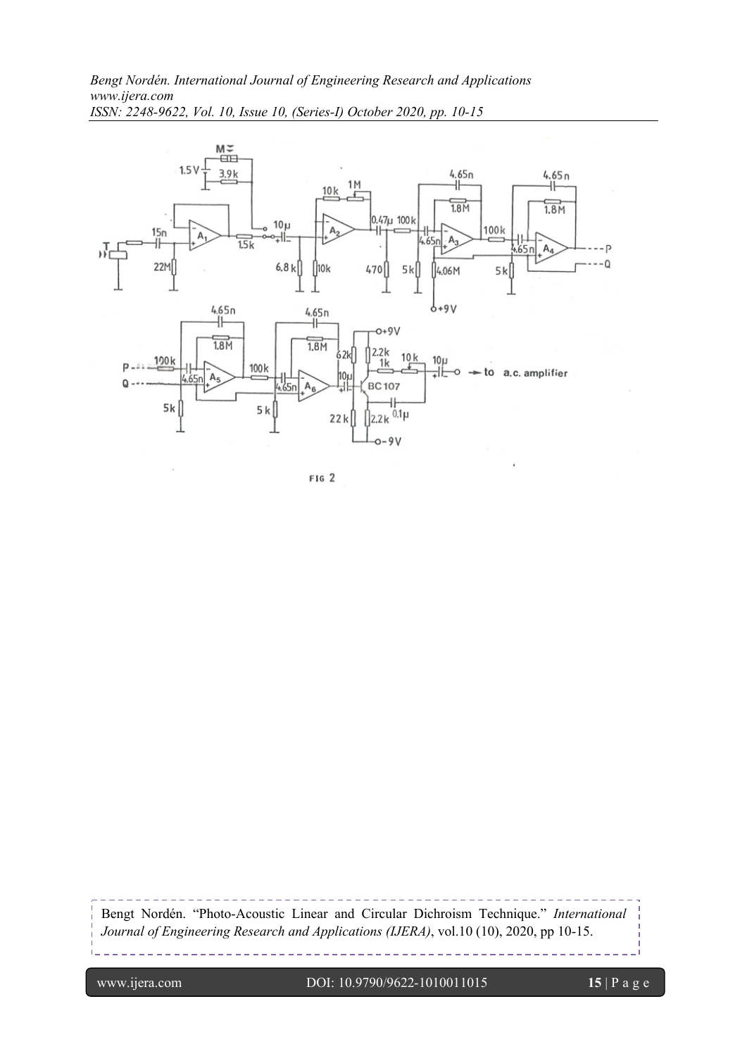FIG 2

Bengt Nordén. "Photo-Acoustic Linear and Circular Dichroism Technique." *International Journal of Engineering Research and Applications (IJERA)*, vol.10 (10), 2020, pp 10-15.